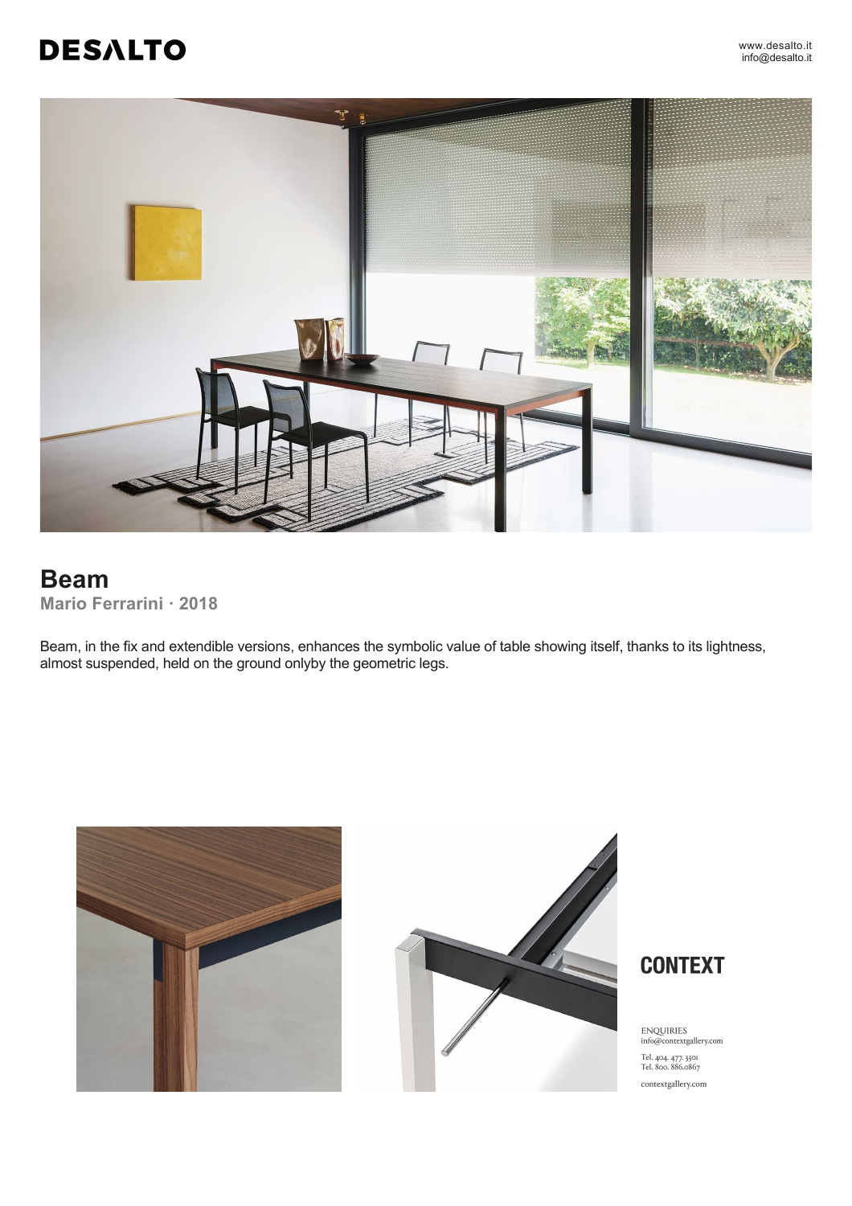DESALTO

www.desalto.it
info@desalto.it

# Beam

**Mario Ferrarini · 2018**

Beam, in the fix and extendible versions, enhances the symbolic value of table showing itself, thanks to its lightness, almost suspended, held on the ground onlyby the geometric legs.

CONTEXT

ENQUIRIES
info@contextgallery.com

Tel. 404. 477. 3301
Tel. 800. 886.0867

contextgallery.com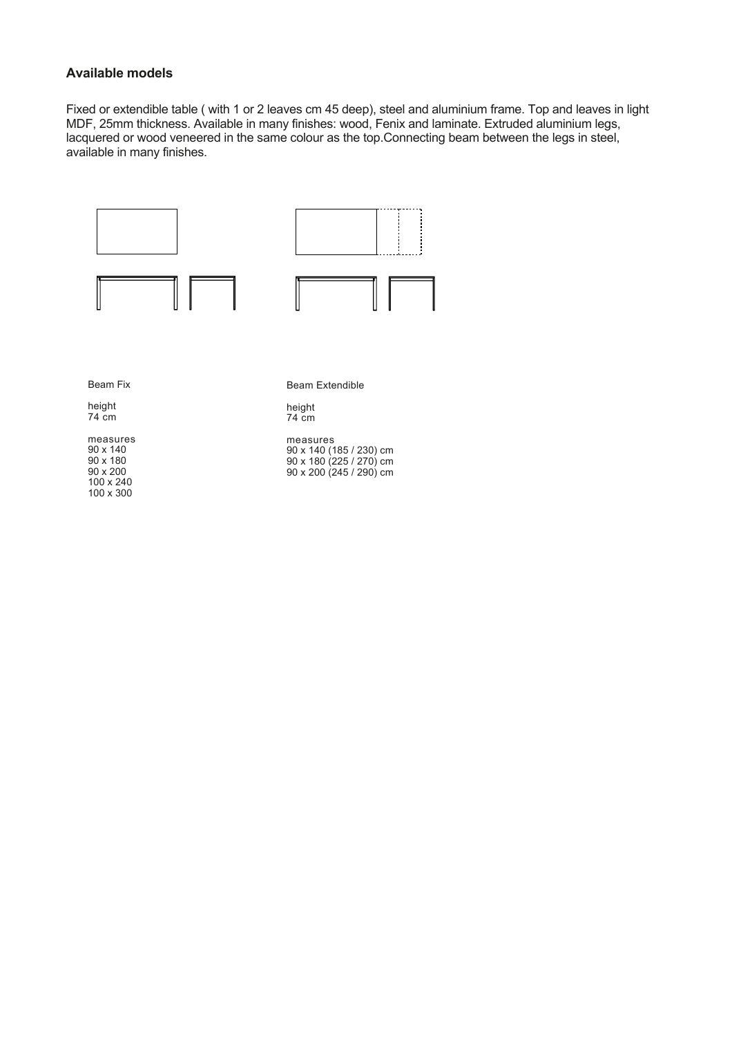## Available models

Fixed or extendible table ( with 1 or 2 leaves cm 45 deep), steel and aluminium frame. Top and leaves in light MDF, 25mm thickness. Available in many finishes: wood, Fenix and laminate. Extruded aluminium legs, lacquered or wood veneered in the same colour as the top.Connecting beam between the legs in steel, available in many finishes.

Beam Fix

height
74 cm

measures
90 x 140
90 x 180
90 x 200
100 x 240
100 x 300

Beam Extendible

height
74 cm

measures
90 x 140 (185 / 230) cm
90 x 180 (225 / 270) cm
90 x 200 (245 / 290) cm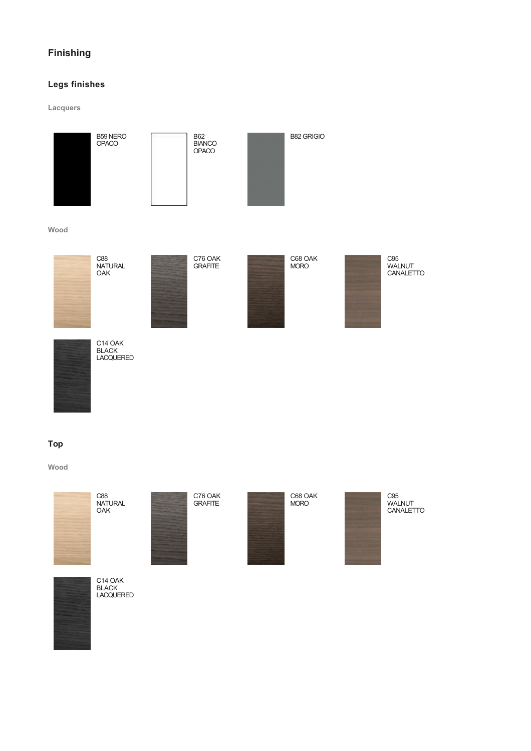# Finishing

## Legs finishes

### Lacquers

B59 NERO OPACO

B62 BIANCO OPACO

B82 GRIGIO

### Wood

C88 NATURAL OAK

C76 OAK GRAFITE

C68 OAK MORO

C95 WALNUT CANALETTO

C14 OAK BLACK LACQUERED

## Top

### Wood

C88 NATURAL OAK

C76 OAK GRAFITE

C68 OAK MORO

C95 WALNUT CANALETTO

C14 OAK BLACK LACQUERED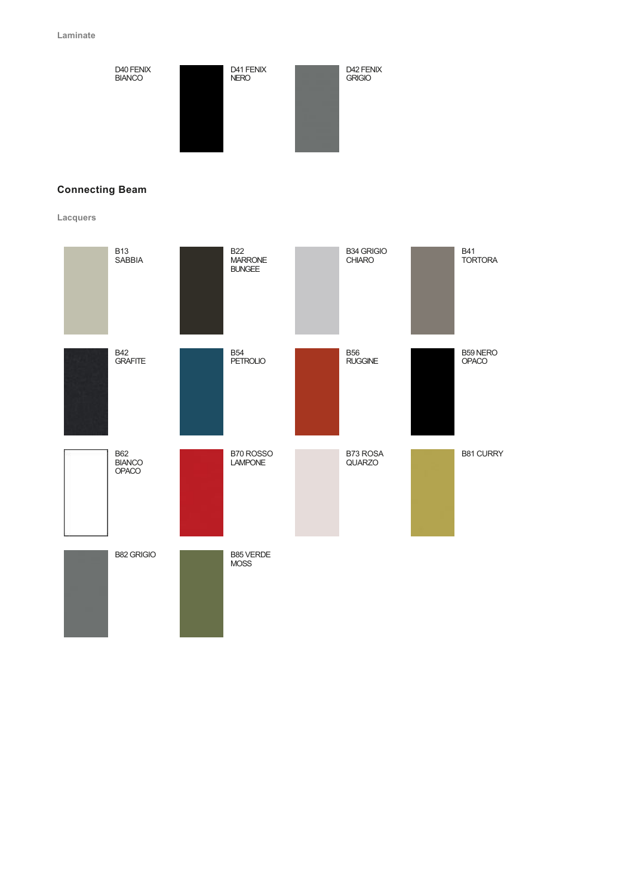Laminate

D40 FENIX BIANCO

D41 FENIX NERO

D42 FENIX GRIGIO

## Connecting Beam

Lacquers

B13 SABBIA

B22 MARRONE BUNGEE

B34 GRIGIO CHIARO

B41 TORTORA

B42 GRAFITE

B54 PETROLIO

B56 RUGGINE

B59 NERO OPACO

B62 BIANCO OPACO

B70 ROSSO LAMPONE

B73 ROSA QUARZO

B81 CURRY

B82 GRIGIO

B85 VERDE MOSS